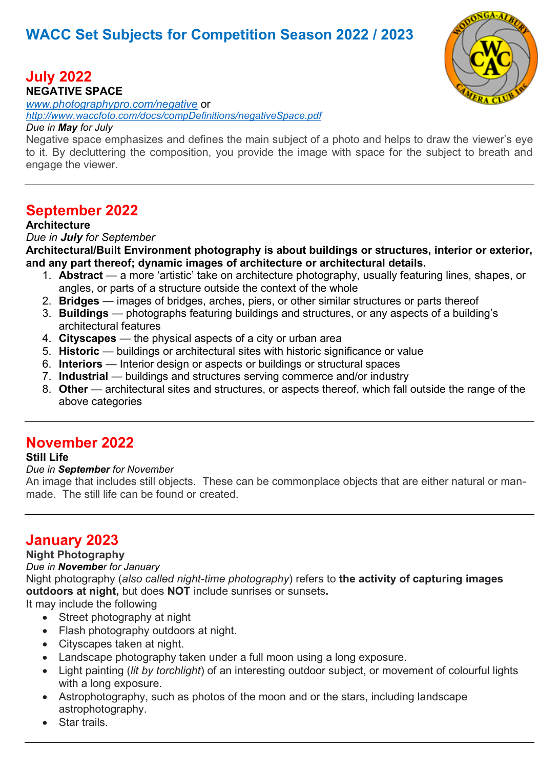# WACC Set Subjects for Competition Season 2022 / 2023

## July 2022

**NEGATIVE SPACE**

[www.photographypro.com/negative](www.photographypro.com/negative) or [http://www.waccfoto.com/docs/compDefinitions/negativeSpace.pdf](http://www.waccfoto.com/docs/compDefinitions/negativeSpace.pdf)

*Due in **May** for July*

Negative space emphasizes and defines the main subject of a photo and helps to draw the viewer's eye to it. By decluttering the composition, you provide the image with space for the subject to breath and engage the viewer.

---

## September 2022

**Architecture**

*Due in **July** for September*

**Architectural/Built Environment photography is about buildings or structures, interior or exterior, and any part thereof; dynamic images of architecture or architectural details.**

1. **Abstract** — a more 'artistic' take on architecture photography, usually featuring lines, shapes, or angles, or parts of a structure outside the context of the whole
2. **Bridges** — images of bridges, arches, piers, or other similar structures or parts thereof
3. **Buildings** — photographs featuring buildings and structures, or any aspects of a building's architectural features
4. **Cityscapes** — the physical aspects of a city or urban area
5. **Historic** — buildings or architectural sites with historic significance or value
6. **Interiors** — Interior design or aspects or buildings or structural spaces
7. **Industrial** — buildings and structures serving commerce and/or industry
8. **Other** — architectural sites and structures, or aspects thereof, which fall outside the range of the above categories

---

## November 2022

**Still Life**

*Due in **September** for November*

An image that includes still objects. These can be commonplace objects that are either natural or man-made. The still life can be found or created.

---

## January 2023

**Night Photography**

*Due in **November** for January*

Night photography (*also called night-time photography*) refers to **the activity of capturing images outdoors at night,** but does **NOT** include sunrises or sunsets**.**

It may include the following

- Street photography at night
- Flash photography outdoors at night.
- Cityscapes taken at night.
- Landscape photography taken under a full moon using a long exposure.
- Light painting (*lit by torchlight*) of an interesting outdoor subject, or movement of colourful lights with a long exposure.
- Astrophotography, such as photos of the moon and or the stars, including landscape astrophotography.
- Star trails.

---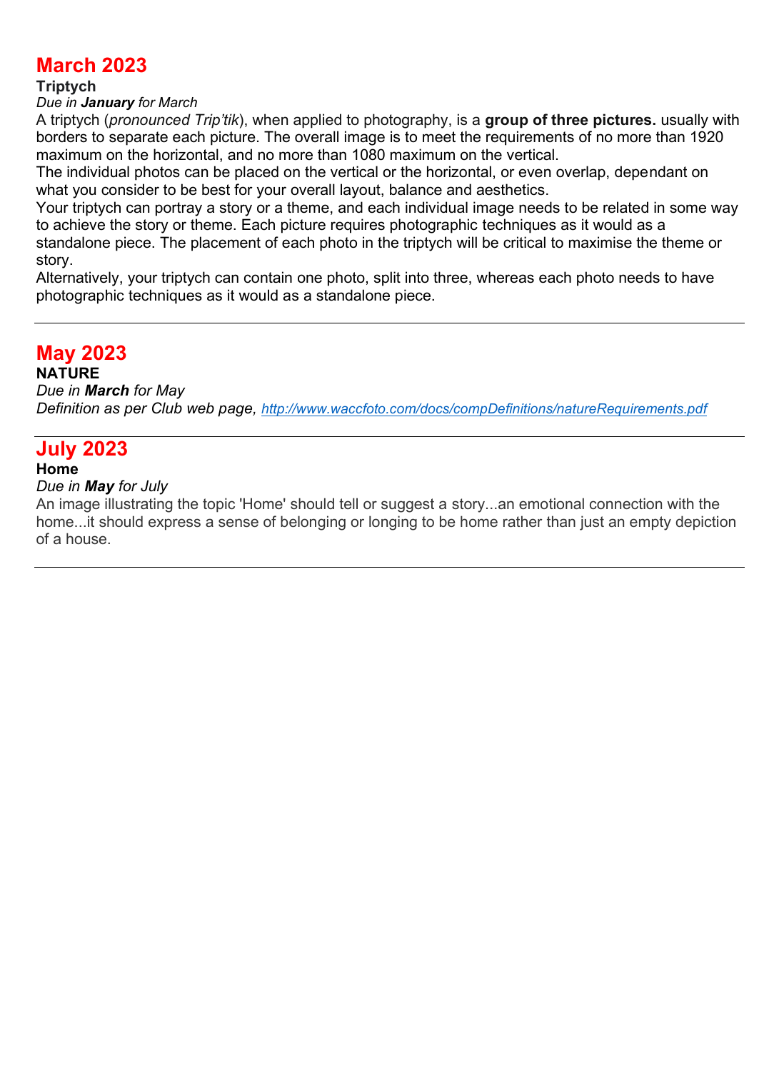## March 2023

**Triptych**

*Due in **January** for March*

A triptych (*pronounced Trip'tik*), when applied to photography, is a **group of three pictures.** usually with borders to separate each picture. The overall image is to meet the requirements of no more than 1920 maximum on the horizontal, and no more than 1080 maximum on the vertical.

The individual photos can be placed on the vertical or the horizontal, or even overlap, dependant on what you consider to be best for your overall layout, balance and aesthetics.

Your triptych can portray a story or a theme, and each individual image needs to be related in some way to achieve the story or theme. Each picture requires photographic techniques as it would as a standalone piece. The placement of each photo in the triptych will be critical to maximise the theme or story.

Alternatively, your triptych can contain one photo, split into three, whereas each photo needs to have photographic techniques as it would as a standalone piece.

---

## May 2023

**NATURE**

*Due in **March** for May*

*Definition as per Club web page, [http://www.waccfoto.com/docs/compDefinitions/natureRequirements.pdf](http://www.waccfoto.com/docs/compDefinitions/natureRequirements.pdf)*

---

## July 2023

**Home**

*Due in **May** for July*

An image illustrating the topic 'Home' should tell or suggest a story...an emotional connection with the home...it should express a sense of belonging or longing to be home rather than just an empty depiction of a house.

---